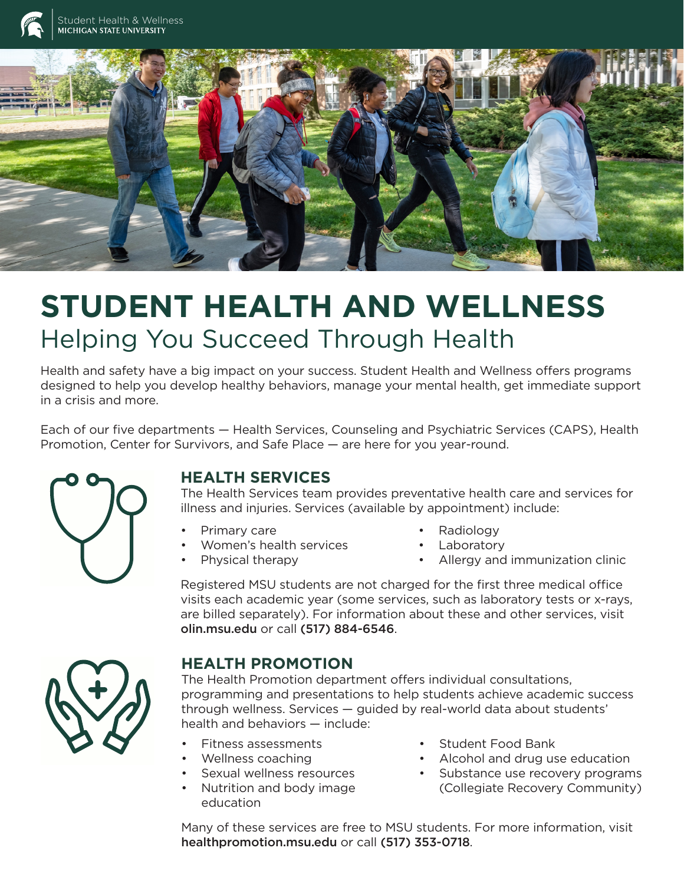Student Health & Wellness
MICHIGAN STATE UNIVERSITY

# STUDENT HEALTH AND WELLNESS

## Helping You Succeed Through Health

Health and safety have a big impact on your success. Student Health and Wellness offers programs designed to help you develop healthy behaviors, manage your mental health, get immediate support in a crisis and more.

Each of our five departments — Health Services, Counseling and Psychiatric Services (CAPS), Health Promotion, Center for Survivors, and Safe Place — are here for you year-round.

### HEALTH SERVICES

The Health Services team provides preventative health care and services for illness and injuries. Services (available by appointment) include:

- Primary care
- Women's health services
- Physical therapy
- Radiology
- Laboratory
- Allergy and immunization clinic

Registered MSU students are not charged for the first three medical office visits each academic year (some services, such as laboratory tests or x-rays, are billed separately). For information about these and other services, visit **olin.msu.edu** or call **(517) 884-6546**.

### HEALTH PROMOTION

The Health Promotion department offers individual consultations, programming and presentations to help students achieve academic success through wellness. Services — guided by real-world data about students' health and behaviors — include:

- Fitness assessments
- Wellness coaching
- Sexual wellness resources
- Nutrition and body image education
- Student Food Bank
- Alcohol and drug use education
- Substance use recovery programs (Collegiate Recovery Community)

Many of these services are free to MSU students. For more information, visit **healthpromotion.msu.edu** or call **(517) 353-0718**.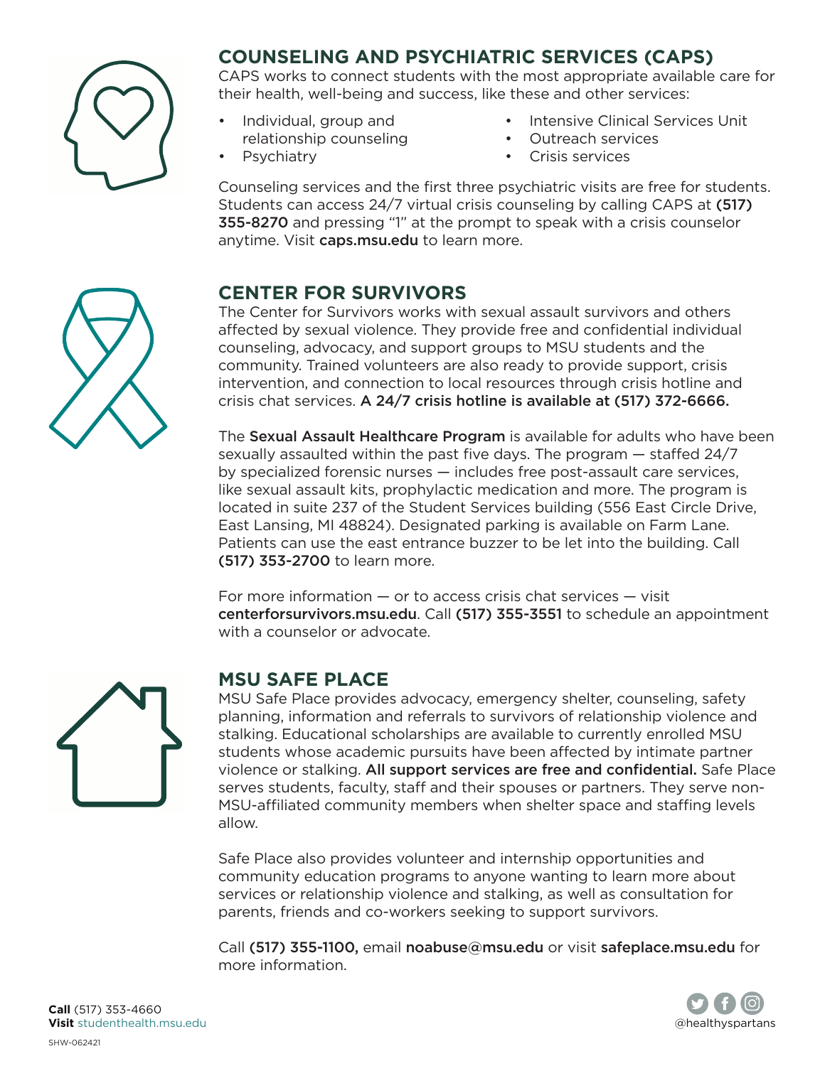## COUNSELING AND PSYCHIATRIC SERVICES (CAPS)

CAPS works to connect students with the most appropriate available care for their health, well-being and success, like these and other services:

- Individual, group and relationship counseling
- Psychiatry
- Intensive Clinical Services Unit
- Outreach services
- Crisis services

Counseling services and the first three psychiatric visits are free for students. Students can access 24/7 virtual crisis counseling by calling CAPS at **(517) 355-8270** and pressing "1" at the prompt to speak with a crisis counselor anytime. Visit **caps.msu.edu** to learn more.

## CENTER FOR SURVIVORS

The Center for Survivors works with sexual assault survivors and others affected by sexual violence. They provide free and confidential individual counseling, advocacy, and support groups to MSU students and the community. Trained volunteers are also ready to provide support, crisis intervention, and connection to local resources through crisis hotline and crisis chat services. **A 24/7 crisis hotline is available at (517) 372-6666.**

The **Sexual Assault Healthcare Program** is available for adults who have been sexually assaulted within the past five days. The program — staffed 24/7 by specialized forensic nurses — includes free post-assault care services, like sexual assault kits, prophylactic medication and more. The program is located in suite 237 of the Student Services building (556 East Circle Drive, East Lansing, MI 48824). Designated parking is available on Farm Lane. Patients can use the east entrance buzzer to be let into the building. Call **(517) 353-2700** to learn more.

For more information — or to access crisis chat services — visit **centerforsurvivors.msu.edu**. Call **(517) 355-3551** to schedule an appointment with a counselor or advocate.

## MSU SAFE PLACE

MSU Safe Place provides advocacy, emergency shelter, counseling, safety planning, information and referrals to survivors of relationship violence and stalking. Educational scholarships are available to currently enrolled MSU students whose academic pursuits have been affected by intimate partner violence or stalking. **All support services are free and confidential.** Safe Place serves students, faculty, staff and their spouses or partners. They serve non-MSU-affiliated community members when shelter space and staffing levels allow.

Safe Place also provides volunteer and internship opportunities and community education programs to anyone wanting to learn more about services or relationship violence and stalking, as well as consultation for parents, friends and co-workers seeking to support survivors.

Call **(517) 355-1100,** email **noabuse@msu.edu** or visit **safeplace.msu.edu** for more information.

**Call** (517) 353-4660
**Visit** studenthealth.msu.edu

@healthyspartans

SHW-062421